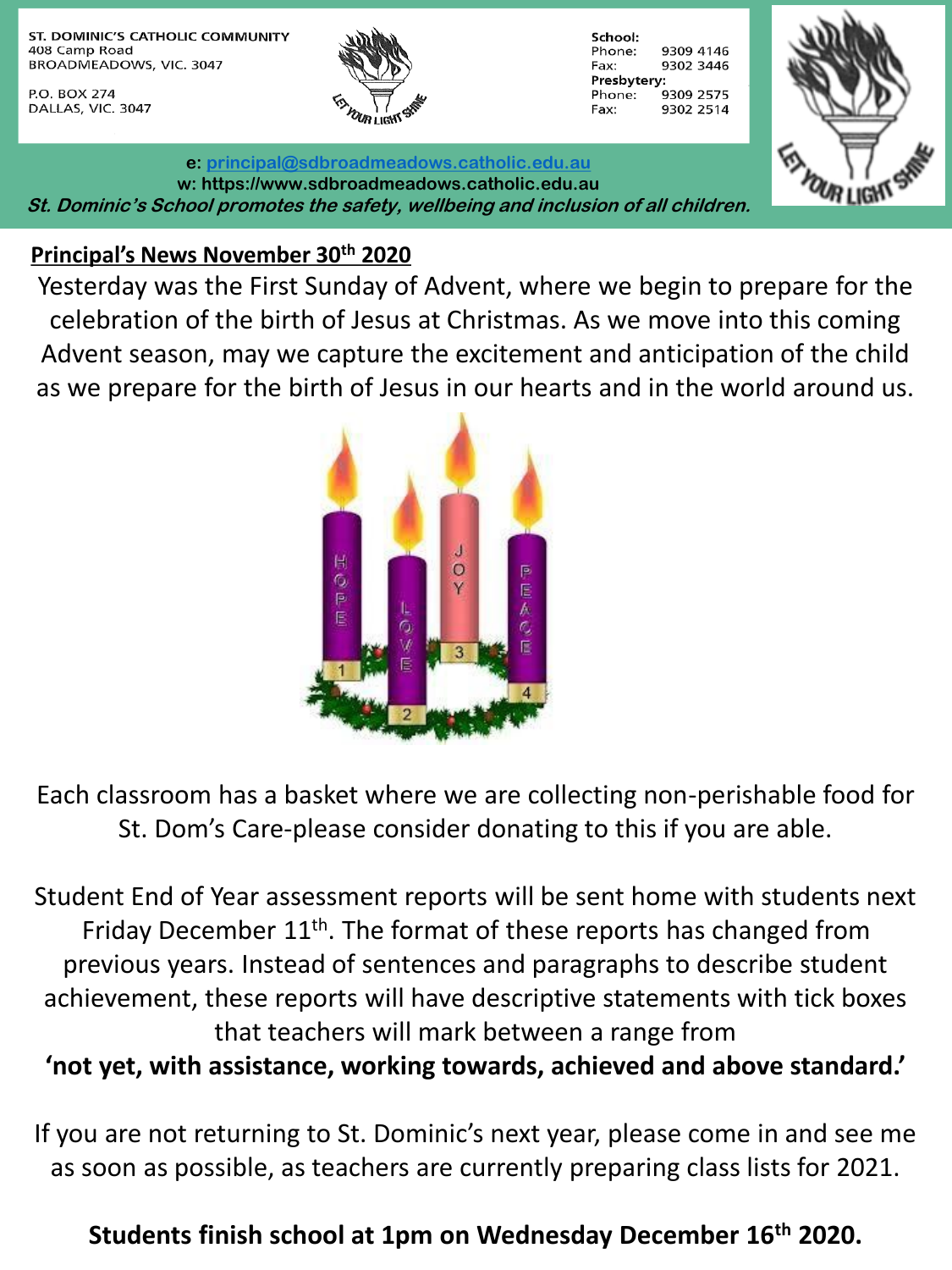ST. DOMINIC'S CATHOLIC COMMUNITY
408 Camp Road
BROADMEADOWS, VIC. 3047

P.O. BOX 274
DALLAS, VIC. 3047

LET YOUR LIGHT SHINE

**School:**
Phone: 9309 4146
Fax: 9302 3446
**Presbytery:**
Phone: 9309 2575
Fax: 9302 2514

**e: principal@sdbroadmeadows.catholic.edu.au**
**w: https://www.sdbroadmeadows.catholic.edu.au**
***St. Dominic's School promotes the safety, wellbeing and inclusion of all children.***

## Principal's News November 30th 2020

Yesterday was the First Sunday of Advent, where we begin to prepare for the celebration of the birth of Jesus at Christmas. As we move into this coming Advent season, may we capture the excitement and anticipation of the child as we prepare for the birth of Jesus in our hearts and in the world around us.

HOPE 1 · LOVE 2 · JOY 3 · PEACE 4

Each classroom has a basket where we are collecting non-perishable food for St. Dom's Care-please consider donating to this if you are able.

Student End of Year assessment reports will be sent home with students next Friday December 11th. The format of these reports has changed from previous years. Instead of sentences and paragraphs to describe student achievement, these reports will have descriptive statements with tick boxes that teachers will mark between a range from
**'not yet, with assistance, working towards, achieved and above standard.'**

If you are not returning to St. Dominic's next year, please come in and see me as soon as possible, as teachers are currently preparing class lists for 2021.

**Students finish school at 1pm on Wednesday December 16th 2020.**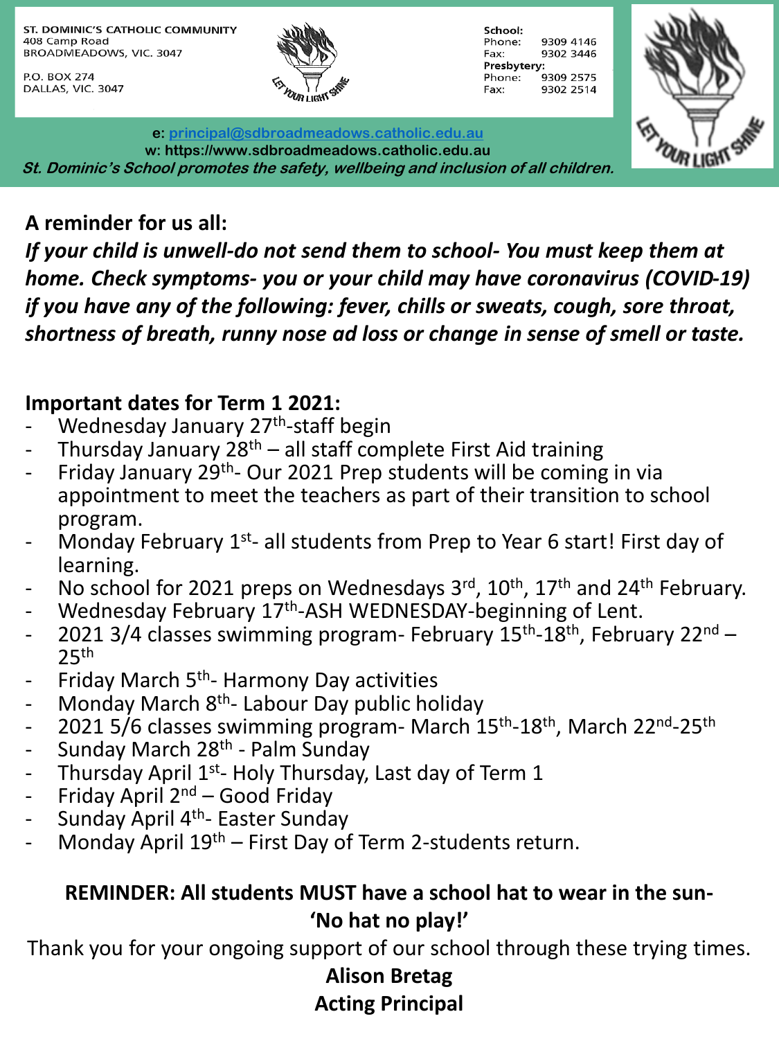ST. DOMINIC'S CATHOLIC COMMUNITY
408 Camp Road
BROADMEADOWS, VIC. 3047

P.O. BOX 274
DALLAS, VIC. 3047

**School:**
Phone: 9309 4146
Fax: 9302 3446
**Presbytery:**
Phone: 9309 2575
Fax: 9302 2514

**e: principal@sdbroadmeadows.catholic.edu.au**
**w: https://www.sdbroadmeadows.catholic.edu.au**
***St. Dominic's School promotes the safety, wellbeing and inclusion of all children.***

**A reminder for us all:**
***If your child is unwell-do not send them to school- You must keep them at home. Check symptoms- you or your child may have coronavirus (COVID-19) if you have any of the following: fever, chills or sweats, cough, sore throat, shortness of breath, runny nose ad loss or change in sense of smell or taste.***

**Important dates for Term 1 2021:**

- Wednesday January 27th-staff begin
- Thursday January 28th – all staff complete First Aid training
- Friday January 29th- Our 2021 Prep students will be coming in via appointment to meet the teachers as part of their transition to school program.
- Monday February 1st- all students from Prep to Year 6 start! First day of learning.
- No school for 2021 preps on Wednesdays 3rd, 10th, 17th and 24th February.
- Wednesday February 17th-ASH WEDNESDAY-beginning of Lent.
- 2021 3/4 classes swimming program- February 15th-18th, February 22nd – 25th
- Friday March 5th- Harmony Day activities
- Monday March 8th- Labour Day public holiday
- 2021 5/6 classes swimming program- March 15th-18th, March 22nd-25th
- Sunday March 28th - Palm Sunday
- Thursday April 1st- Holy Thursday, Last day of Term 1
- Friday April 2nd – Good Friday
- Sunday April 4th- Easter Sunday
- Monday April 19th – First Day of Term 2-students return.

**REMINDER: All students MUST have a school hat to wear in the sun- 'No hat no play!'**

Thank you for your ongoing support of our school through these trying times.

**Alison Bretag**
**Acting Principal**